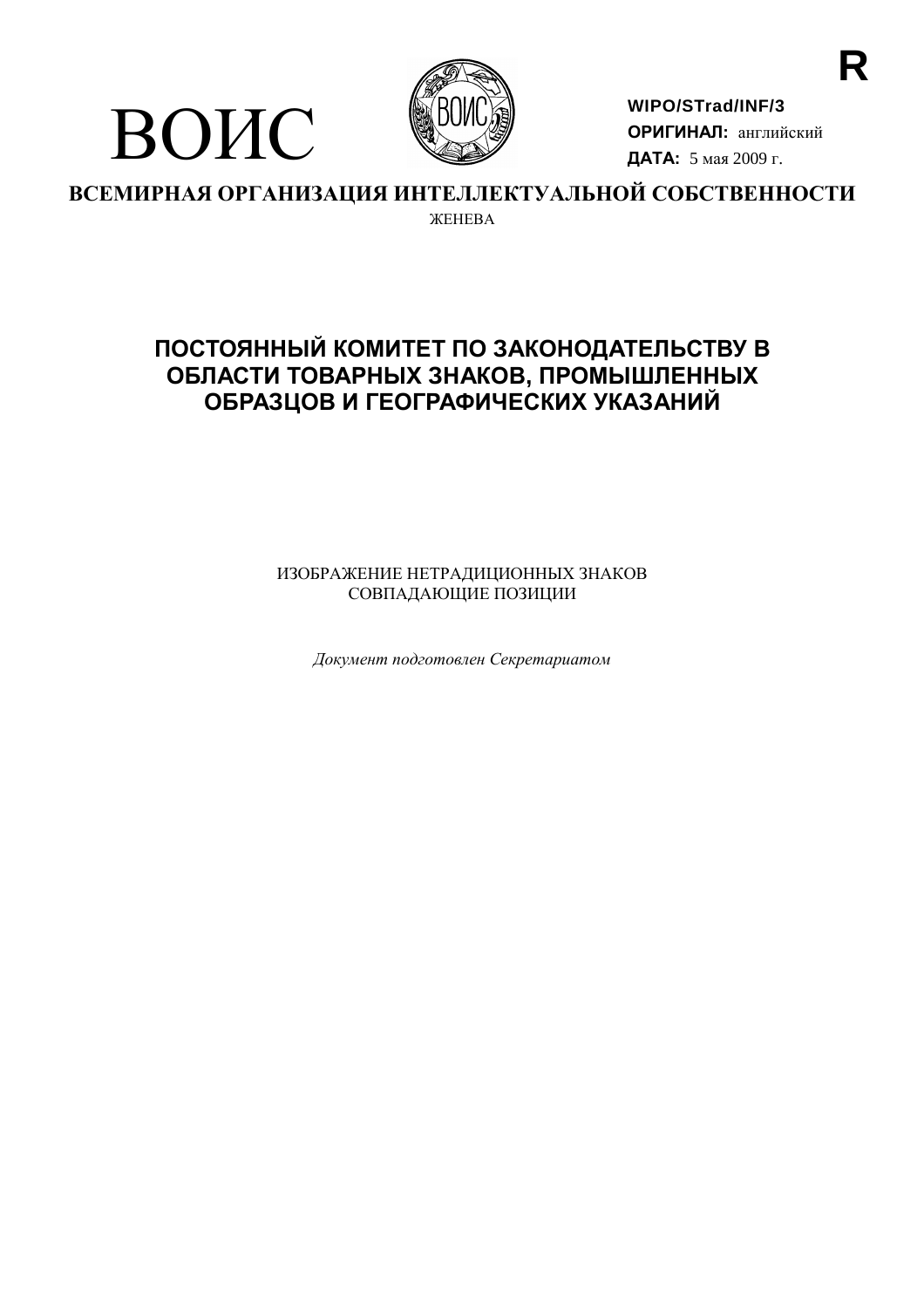R

ВОИС

WIPO/STrad/INF/3
**ОРИГИНАЛ:** английский
**ДАТА:** 5 мая 2009 г.

**ВСЕМИРНАЯ ОРГАНИЗАЦИЯ ИНТЕЛЛЕКТУАЛЬНОЙ СОБСТВЕННОСТИ**

ЖЕНЕВА

# ПОСТОЯННЫЙ КОМИТЕТ ПО ЗАКОНОДАТЕЛЬСТВУ В ОБЛАСТИ ТОВАРНЫХ ЗНАКОВ, ПРОМЫШЛЕННЫХ ОБРАЗЦОВ И ГЕОГРАФИЧЕСКИХ УКАЗАНИЙ

ИЗОБРАЖЕНИЕ НЕТРАДИЦИОННЫХ ЗНАКОВ
СОВПАДАЮЩИЕ ПОЗИЦИИ

*Документ подготовлен Секретариатом*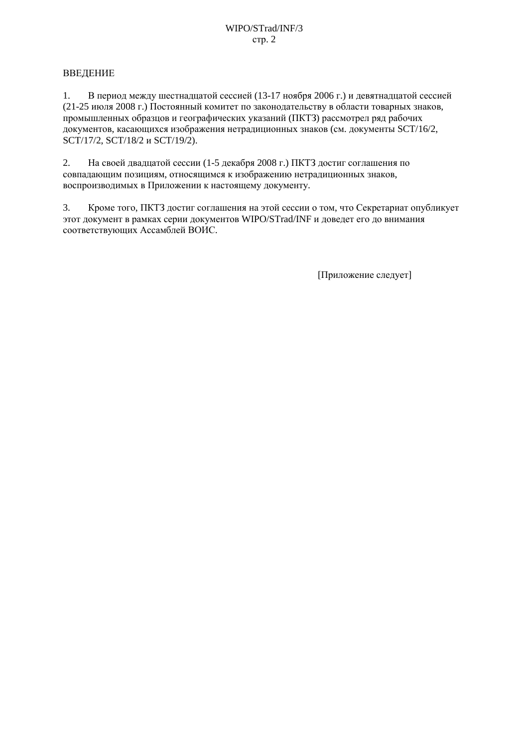ВВЕДЕНИЕ

1. В период между шестнадцатой сессией (13-17 ноября 2006 г.) и девятнадцатой сессией (21-25 июля 2008 г.) Постоянный комитет по законодательству в области товарных знаков, промышленных образцов и географических указаний (ПКТЗ) рассмотрел ряд рабочих документов, касающихся изображения нетрадиционных знаков (см. документы SCT/16/2, SCT/17/2, SCT/18/2 и SCT/19/2).

2. На своей двадцатой сессии (1-5 декабря 2008 г.) ПКТЗ достиг соглашения по совпадающим позициям, относящимся к изображению нетрадиционных знаков, воспроизводимых в Приложении к настоящему документу.

3. Кроме того, ПКТЗ достиг соглашения на этой сессии о том, что Секретариат опубликует этот документ в рамках серии документов WIPO/STrad/INF и доведет его до внимания соответствующих Ассамблей ВОИС.

[Приложение следует]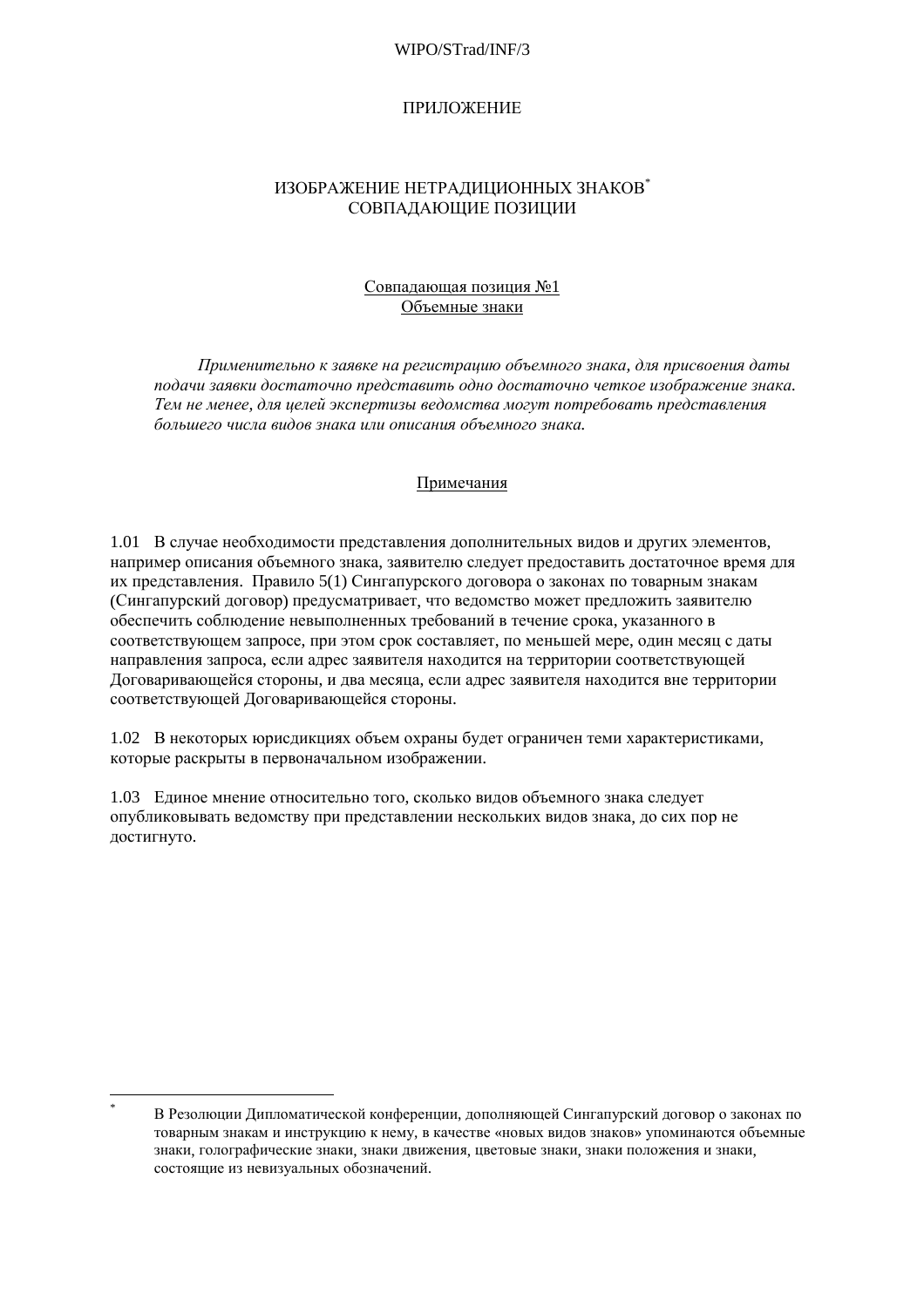ПРИЛОЖЕНИЕ

# ИЗОБРАЖЕНИЕ НЕТРАДИЦИОННЫХ ЗНАКОВ[*]
# СОВПАДАЮЩИЕ ПОЗИЦИИ

## Совпадающая позиция №1
## Объемные знаки

*Применительно к заявке на регистрацию объемного знака, для присвоения даты подачи заявки достаточно представить одно достаточно четкое изображение знака. Тем не менее, для целей экспертизы ведомства могут потребовать представления большего числа видов знака или описания объемного знака.*

### Примечания

1.01 В случае необходимости представления дополнительных видов и других элементов, например описания объемного знака, заявителю следует предоставить достаточное время для их представления. Правило 5(1) Сингапурского договора о законах по товарным знакам (Сингапурский договор) предусматривает, что ведомство может предложить заявителю обеспечить соблюдение невыполненных требований в течение срока, указанного в соответствующем запросе, при этом срок составляет, по меньшей мере, один месяц с даты направления запроса, если адрес заявителя находится на территории соответствующей Договаривающейся стороны, и два месяца, если адрес заявителя находится вне территории соответствующей Договаривающейся стороны.

1.02 В некоторых юрисдикциях объем охраны будет ограничен теми характеристиками, которые раскрыты в первоначальном изображении.

1.03 Единое мнение относительно того, сколько видов объемного знака следует опубликовывать ведомству при представлении нескольких видов знака, до сих пор не достигнуто.

---

[*] В Резолюции Дипломатической конференции, дополняющей Сингапурский договор о законах по товарным знакам и инструкцию к нему, в качестве «новых видов знаков» упоминаются объемные знаки, голографические знаки, знаки движения, цветовые знаки, знаки положения и знаки, состоящие из невизуальных обозначений.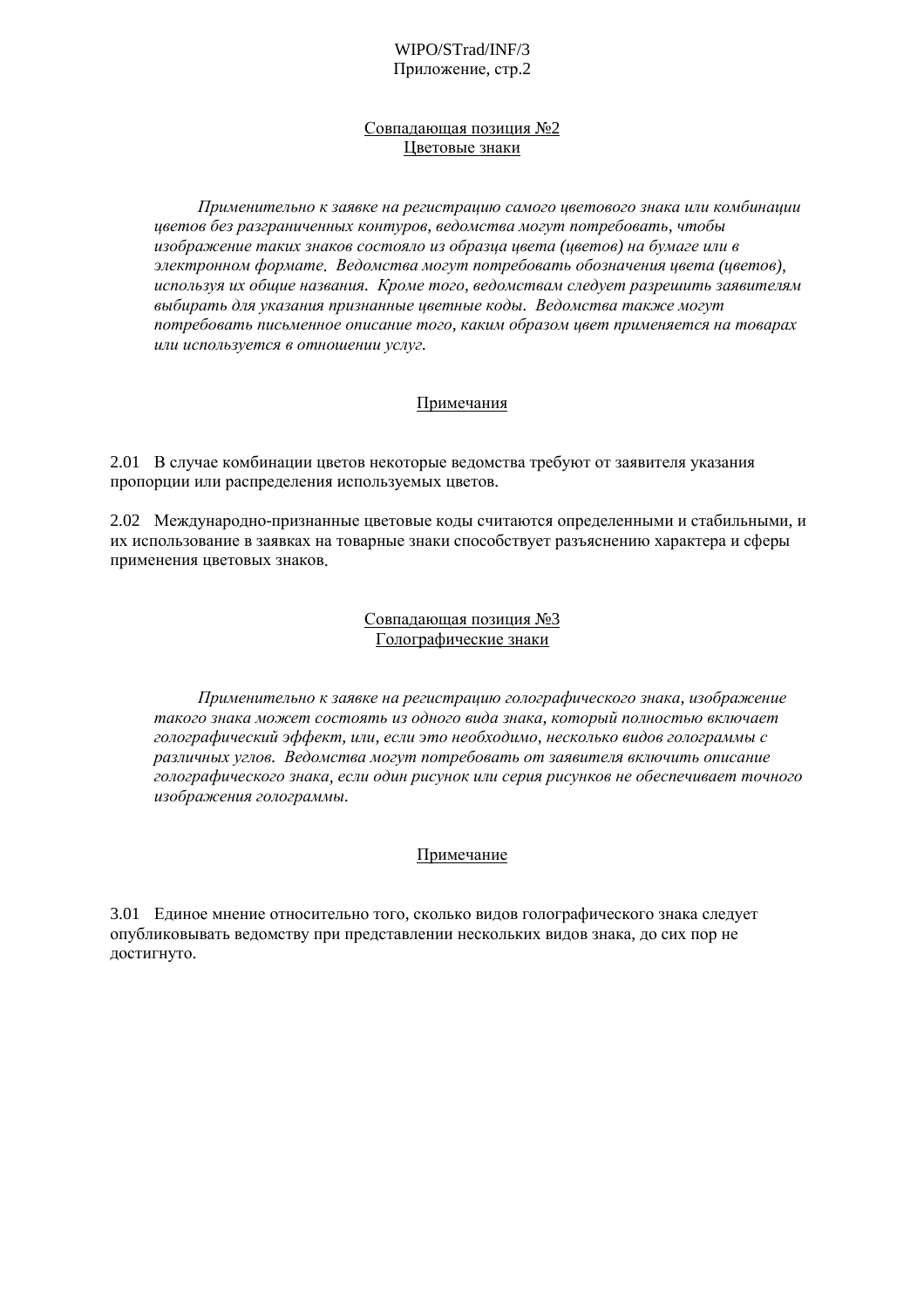## Совпадающая позиция №2
## Цветовые знаки

*Применительно к заявке на регистрацию самого цветового знака или комбинации цветов без разграниченных контуров, ведомства могут потребовать, чтобы изображение таких знаков состояло из образца цвета (цветов) на бумаге или в электронном формате. Ведомства могут потребовать обозначения цвета (цветов), используя их общие названия. Кроме того, ведомствам следует разрешить заявителям выбирать для указания признанные цветные коды. Ведомства также могут потребовать письменное описание того, каким образом цвет применяется на товарах или используется в отношении услуг.*

### Примечания

2.01 В случае комбинации цветов некоторые ведомства требуют от заявителя указания пропорции или распределения используемых цветов.

2.02 Международно-признанные цветовые коды считаются определенными и стабильными, и их использование в заявках на товарные знаки способствует разъяснению характера и сферы применения цветовых знаков.

## Совпадающая позиция №3
## Голографические знаки

*Применительно к заявке на регистрацию голографического знака, изображение такого знака может состоять из одного вида знака, который полностью включает голографический эффект, или, если это необходимо, несколько видов голограммы с различных углов. Ведомства могут потребовать от заявителя включить описание голографического знака, если один рисунок или серия рисунков не обеспечивает точного изображения голограммы.*

### Примечание

3.01 Единое мнение относительно того, сколько видов голографического знака следует опубликовывать ведомству при представлении нескольких видов знака, до сих пор не достигнуто.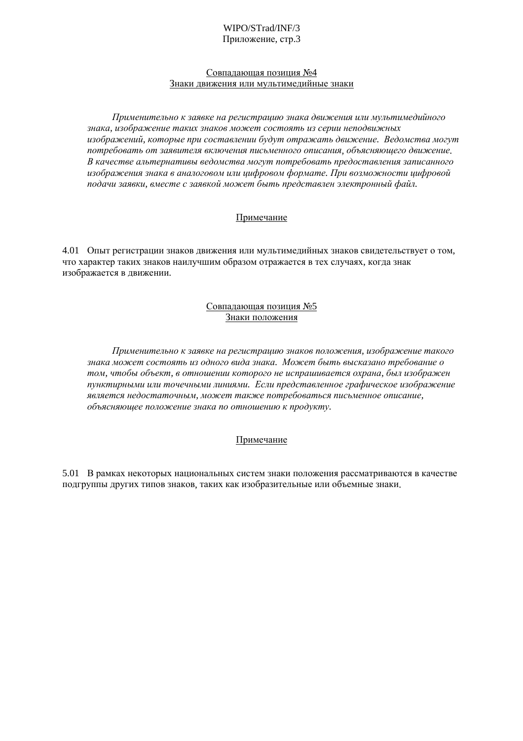## Совпадающая позиция №4
## Знаки движения или мультимедийные знаки

*Применительно к заявке на регистрацию знака движения или мультимедийного знака, изображение таких знаков может состоять из серии неподвижных изображений, которые при составлении будут отражать движение. Ведомства могут потребовать от заявителя включения письменного описания, объясняющего движение. В качестве альтернативы ведомства могут потребовать предоставления записанного изображения знака в аналоговом или цифровом формате. При возможности цифровой подачи заявки, вместе с заявкой может быть представлен электронный файл.*

### Примечание

4.01 Опыт регистрации знаков движения или мультимедийных знаков свидетельствует о том, что характер таких знаков наилучшим образом отражается в тех случаях, когда знак изображается в движении.

## Совпадающая позиция №5
## Знаки положения

*Применительно к заявке на регистрацию знаков положения, изображение такого знака может состоять из одного вида знака. Может быть высказано требование о том, чтобы объект, в отношении которого не испрашивается охрана, был изображен пунктирными или точечными линиями. Если представленное графическое изображение является недостаточным, может также потребоваться письменное описание, объясняющее положение знака по отношению к продукту.*

### Примечание

5.01 В рамках некоторых национальных систем знаки положения рассматриваются в качестве подгруппы других типов знаков, таких как изобразительные или объемные знаки.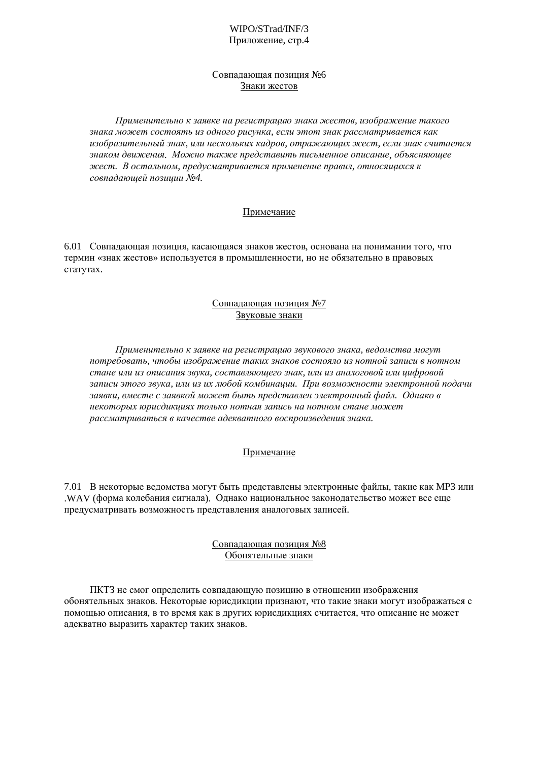Совпадающая позиция №6
Знаки жестов

*Применительно к заявке на регистрацию знака жестов, изображение такого знака может состоять из одного рисунка, если этот знак рассматривается как изобразительный знак, или нескольких кадров, отражающих жест, если знак считается знаком движения. Можно также представить письменное описание, объясняющее жест. В остальном, предусматривается применение правил, относящихся к совпадающей позиции №4.*

Примечание

6.01 Совпадающая позиция, касающаяся знаков жестов, основана на понимании того, что термин «знак жестов» используется в промышленности, но не обязательно в правовых статутах.

Совпадающая позиция №7
Звуковые знаки

*Применительно к заявке на регистрацию звукового знака, ведомства могут потребовать, чтобы изображение таких знаков состояло из нотной записи в нотном стане или из описания звука, составляющего знак, или из аналоговой или цифровой записи этого звука, или из их любой комбинации. При возможности электронной подачи заявки, вместе с заявкой может быть представлен электронный файл. Однако в некоторых юрисдикциях только нотная запись на нотном стане может рассматриваться в качестве адекватного воспроизведения знака.*

Примечание

7.01 В некоторые ведомства могут быть представлены электронные файлы, такие как MP3 или .WAV (форма колебания сигнала). Однако национальное законодательство может все еще предусматривать возможность представления аналоговых записей.

Совпадающая позиция №8
Обонятельные знаки

ПКТЗ не смог определить совпадающую позицию в отношении изображения обонятельных знаков. Некоторые юрисдикции признают, что такие знаки могут изображаться с помощью описания, в то время как в других юрисдикциях считается, что описание не может адекватно выразить характер таких знаков.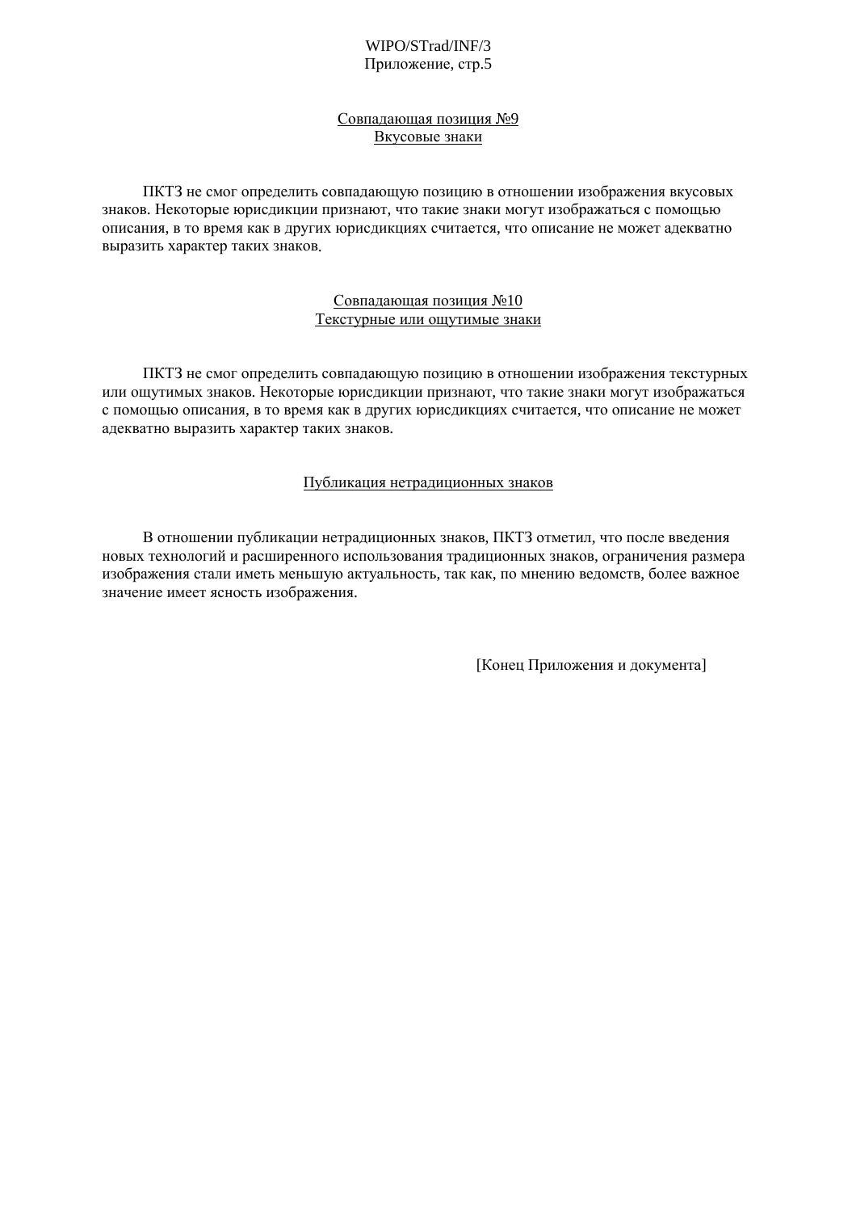## Совпадающая позиция №9
## Вкусовые знаки

ПКТЗ не смог определить совпадающую позицию в отношении изображения вкусовых знаков. Некоторые юрисдикции признают, что такие знаки могут изображаться с помощью описания, в то время как в других юрисдикциях считается, что описание не может адекватно выразить характер таких знаков.

## Совпадающая позиция №10
## Текстурные или ощутимые знаки

ПКТЗ не смог определить совпадающую позицию в отношении изображения текстурных или ощутимых знаков. Некоторые юрисдикции признают, что такие знаки могут изображаться с помощью описания, в то время как в других юрисдикциях считается, что описание не может адекватно выразить характер таких знаков.

## Публикация нетрадиционных знаков

В отношении публикации нетрадиционных знаков, ПКТЗ отметил, что после введения новых технологий и расширенного использования традиционных знаков, ограничения размера изображения стали иметь меньшую актуальность, так как, по мнению ведомств, более важное значение имеет ясность изображения.

[Конец Приложения и документа]